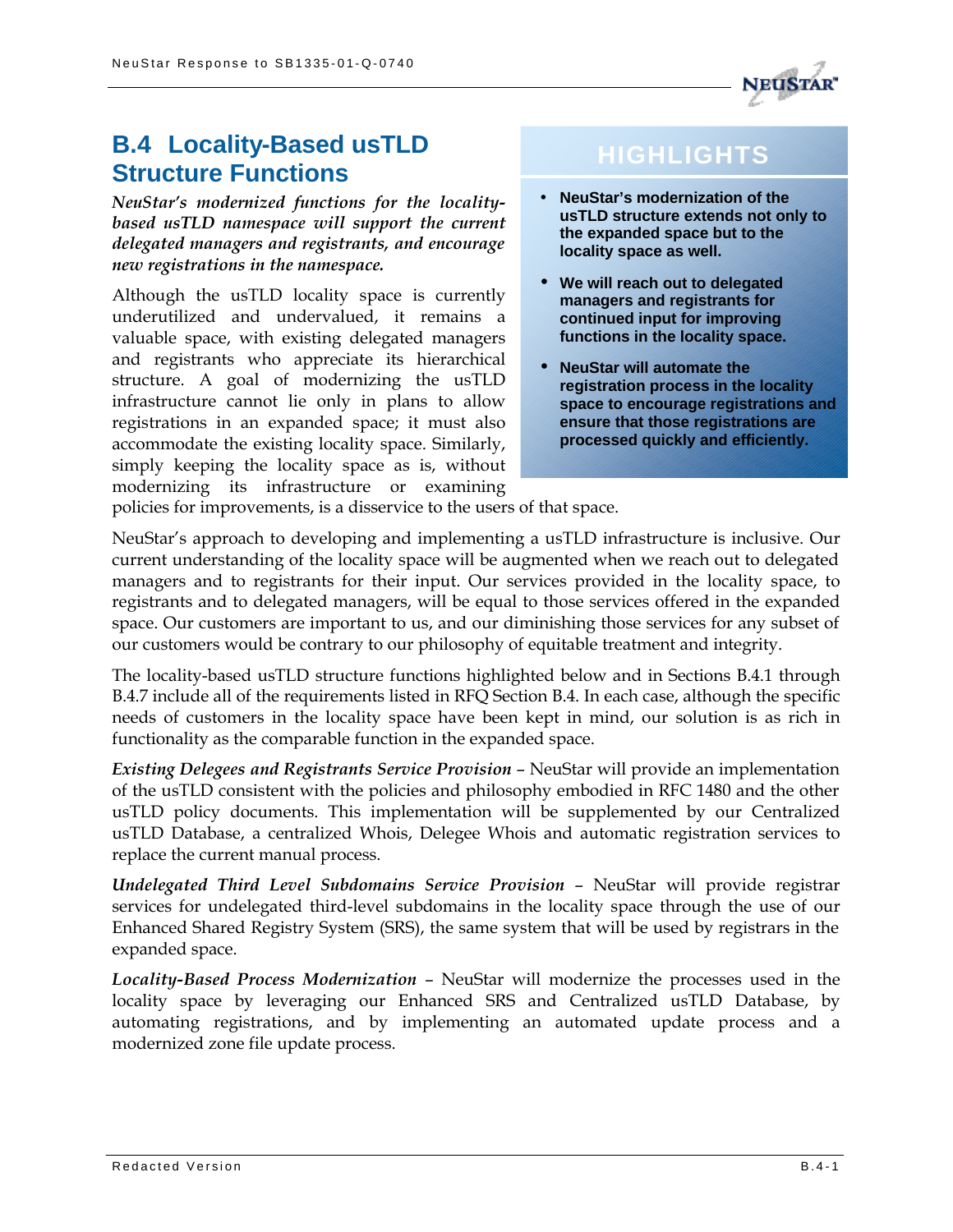## B.4 Locality-Based usTLD Structure Functions

***NeuStar's modernized functions for the locality-based usTLD namespace will support the current delegated managers and registrants, and encourage new registrations in the namespace.***

> **HIGHLIGHTS**
>
> - **NeuStar's modernization of the usTLD structure extends not only to the expanded space but to the locality space as well.**
> - **We will reach out to delegated managers and registrants for continued input for improving functions in the locality space.**
> - **NeuStar will automate the registration process in the locality space to encourage registrations and ensure that those registrations are processed quickly and efficiently.**

Although the usTLD locality space is currently underutilized and undervalued, it remains a valuable space, with existing delegated managers and registrants who appreciate its hierarchical structure. A goal of modernizing the usTLD infrastructure cannot lie only in plans to allow registrations in an expanded space; it must also accommodate the existing locality space. Similarly, simply keeping the locality space as is, without modernizing its infrastructure or examining policies for improvements, is a disservice to the users of that space.

NeuStar's approach to developing and implementing a usTLD infrastructure is inclusive. Our current understanding of the locality space will be augmented when we reach out to delegated managers and to registrants for their input. Our services provided in the locality space, to registrants and to delegated managers, will be equal to those services offered in the expanded space. Our customers are important to us, and our diminishing those services for any subset of our customers would be contrary to our philosophy of equitable treatment and integrity.

The locality-based usTLD structure functions highlighted below and in Sections B.4.1 through B.4.7 include all of the requirements listed in RFQ Section B.4. In each case, although the specific needs of customers in the locality space have been kept in mind, our solution is as rich in functionality as the comparable function in the expanded space.

*Existing Delegees and Registrants Service Provision* – NeuStar will provide an implementation of the usTLD consistent with the policies and philosophy embodied in RFC 1480 and the other usTLD policy documents. This implementation will be supplemented by our Centralized usTLD Database, a centralized Whois, Delegee Whois and automatic registration services to replace the current manual process.

*Undelegated Third Level Subdomains Service Provision* – NeuStar will provide registrar services for undelegated third-level subdomains in the locality space through the use of our Enhanced Shared Registry System (SRS), the same system that will be used by registrars in the expanded space.

*Locality-Based Process Modernization* – NeuStar will modernize the processes used in the locality space by leveraging our Enhanced SRS and Centralized usTLD Database, by automating registrations, and by implementing an automated update process and a modernized zone file update process.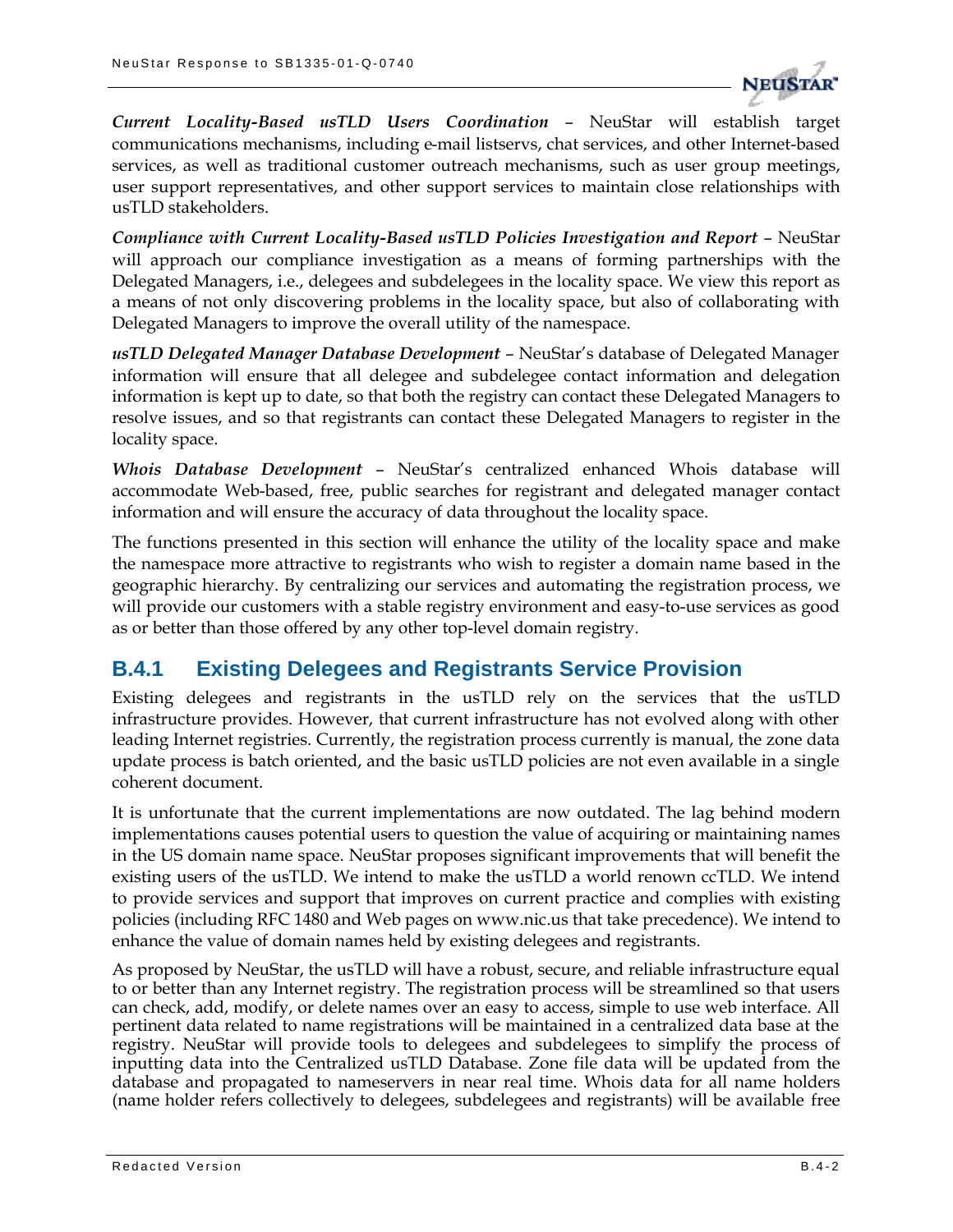***Current Locality-Based usTLD Users Coordination*** – NeuStar will establish target communications mechanisms, including e-mail listservs, chat services, and other Internet-based services, as well as traditional customer outreach mechanisms, such as user group meetings, user support representatives, and other support services to maintain close relationships with usTLD stakeholders.

***Compliance with Current Locality-Based usTLD Policies Investigation and Report*** – NeuStar will approach our compliance investigation as a means of forming partnerships with the Delegated Managers, i.e., delegees and subdelegees in the locality space. We view this report as a means of not only discovering problems in the locality space, but also of collaborating with Delegated Managers to improve the overall utility of the namespace.

***usTLD Delegated Manager Database Development*** – NeuStar's database of Delegated Manager information will ensure that all delegee and subdelegee contact information and delegation information is kept up to date, so that both the registry can contact these Delegated Managers to resolve issues, and so that registrants can contact these Delegated Managers to register in the locality space.

***Whois Database Development*** – NeuStar's centralized enhanced Whois database will accommodate Web-based, free, public searches for registrant and delegated manager contact information and will ensure the accuracy of data throughout the locality space.

The functions presented in this section will enhance the utility of the locality space and make the namespace more attractive to registrants who wish to register a domain name based in the geographic hierarchy. By centralizing our services and automating the registration process, we will provide our customers with a stable registry environment and easy-to-use services as good as or better than those offered by any other top-level domain registry.

## B.4.1 Existing Delegees and Registrants Service Provision

Existing delegees and registrants in the usTLD rely on the services that the usTLD infrastructure provides. However, that current infrastructure has not evolved along with other leading Internet registries. Currently, the registration process currently is manual, the zone data update process is batch oriented, and the basic usTLD policies are not even available in a single coherent document.

It is unfortunate that the current implementations are now outdated. The lag behind modern implementations causes potential users to question the value of acquiring or maintaining names in the US domain name space. NeuStar proposes significant improvements that will benefit the existing users of the usTLD. We intend to make the usTLD a world renown ccTLD. We intend to provide services and support that improves on current practice and complies with existing policies (including RFC 1480 and Web pages on www.nic.us that take precedence). We intend to enhance the value of domain names held by existing delegees and registrants.

As proposed by NeuStar, the usTLD will have a robust, secure, and reliable infrastructure equal to or better than any Internet registry. The registration process will be streamlined so that users can check, add, modify, or delete names over an easy to access, simple to use web interface. All pertinent data related to name registrations will be maintained in a centralized data base at the registry. NeuStar will provide tools to delegees and subdelegees to simplify the process of inputting data into the Centralized usTLD Database. Zone file data will be updated from the database and propagated to nameservers in near real time. Whois data for all name holders (name holder refers collectively to delegees, subdelegees and registrants) will be available free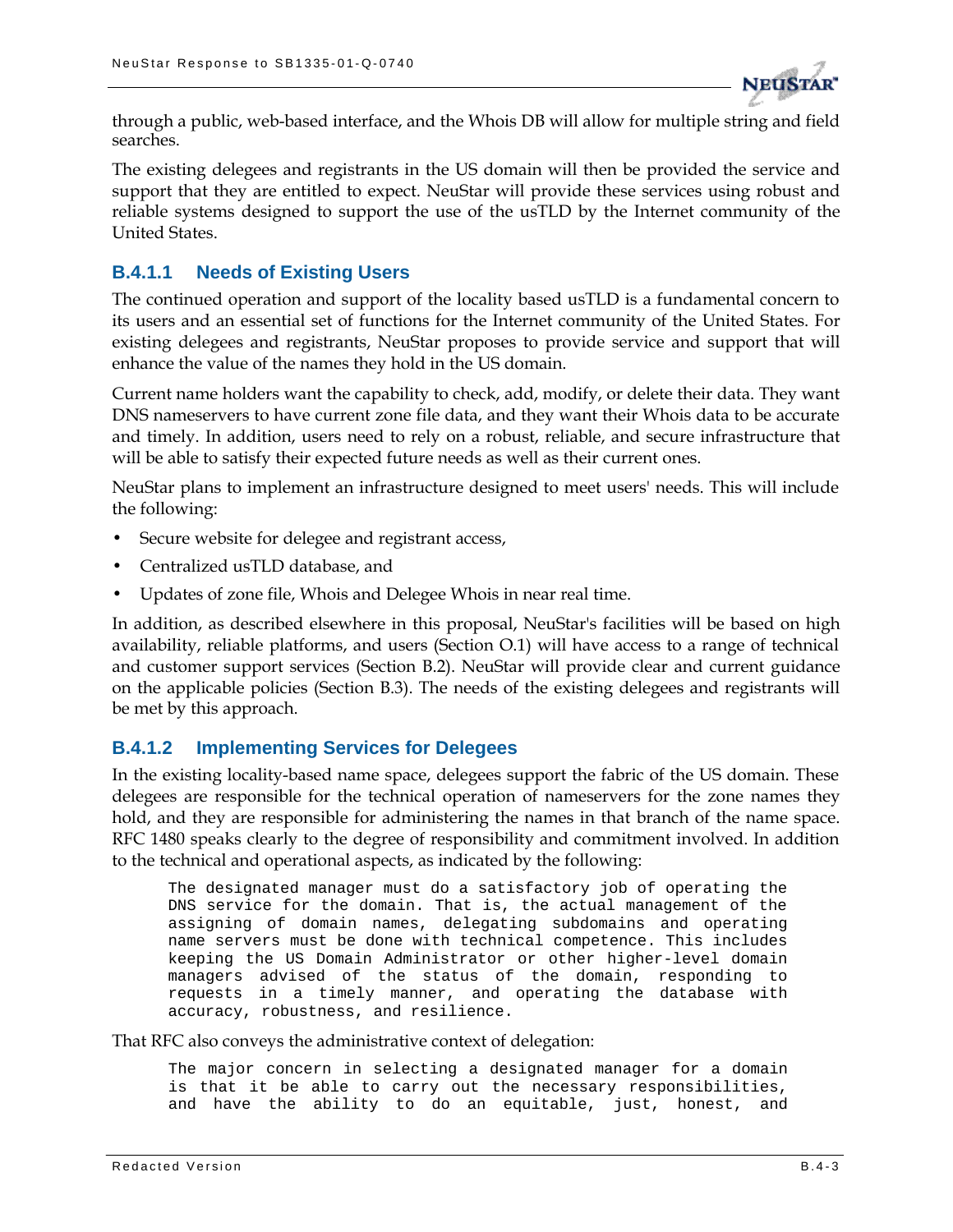through a public, web-based interface, and the Whois DB will allow for multiple string and field searches.

The existing delegees and registrants in the US domain will then be provided the service and support that they are entitled to expect. NeuStar will provide these services using robust and reliable systems designed to support the use of the usTLD by the Internet community of the United States.

### B.4.1.1 Needs of Existing Users

The continued operation and support of the locality based usTLD is a fundamental concern to its users and an essential set of functions for the Internet community of the United States. For existing delegees and registrants, NeuStar proposes to provide service and support that will enhance the value of the names they hold in the US domain.

Current name holders want the capability to check, add, modify, or delete their data. They want DNS nameservers to have current zone file data, and they want their Whois data to be accurate and timely. In addition, users need to rely on a robust, reliable, and secure infrastructure that will be able to satisfy their expected future needs as well as their current ones.

NeuStar plans to implement an infrastructure designed to meet users' needs. This will include the following:

- Secure website for delegee and registrant access,
- Centralized usTLD database, and
- Updates of zone file, Whois and Delegee Whois in near real time.

In addition, as described elsewhere in this proposal, NeuStar's facilities will be based on high availability, reliable platforms, and users (Section O.1) will have access to a range of technical and customer support services (Section B.2). NeuStar will provide clear and current guidance on the applicable policies (Section B.3). The needs of the existing delegees and registrants will be met by this approach.

### B.4.1.2 Implementing Services for Delegees

In the existing locality-based name space, delegees support the fabric of the US domain. These delegees are responsible for the technical operation of nameservers for the zone names they hold, and they are responsible for administering the names in that branch of the name space. RFC 1480 speaks clearly to the degree of responsibility and commitment involved. In addition to the technical and operational aspects, as indicated by the following:

```
The designated manager must do a satisfactory job of operating the
DNS service for the domain. That is, the actual management of the
assigning of domain names, delegating subdomains and operating
name servers must be done with technical competence. This includes
keeping the US Domain Administrator or other higher-level domain
managers advised of the status of the domain, responding to
requests in a timely manner, and operating the database with
accuracy, robustness, and resilience.
```

That RFC also conveys the administrative context of delegation:

```
The major concern in selecting a designated manager for a domain
is that it be able to carry out the necessary responsibilities,
and have the ability to do an equitable, just, honest, and
```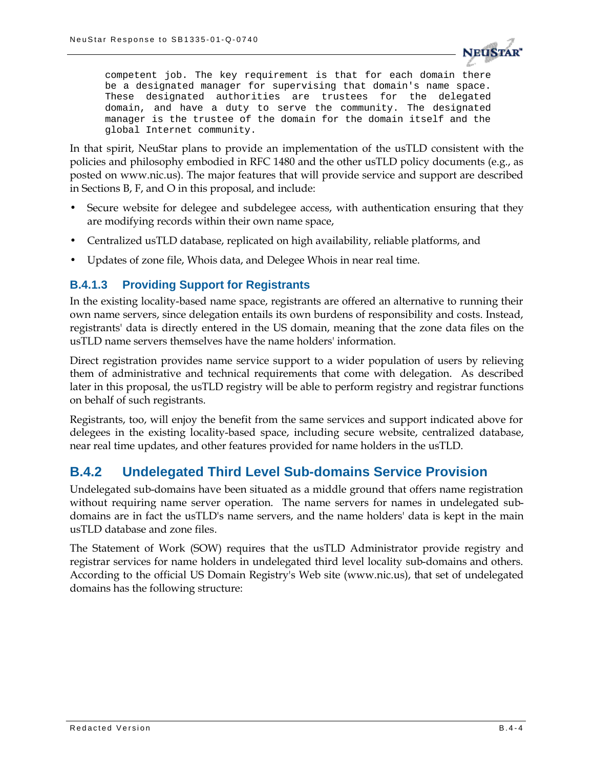```
competent job. The key requirement is that for each domain there
be a designated manager for supervising that domain's name space.
These designated authorities are trustees for the delegated
domain, and have a duty to serve the community. The designated
manager is the trustee of the domain for the domain itself and the
global Internet community.
```

In that spirit, NeuStar plans to provide an implementation of the usTLD consistent with the policies and philosophy embodied in RFC 1480 and the other usTLD policy documents (e.g., as posted on www.nic.us). The major features that will provide service and support are described in Sections B, F, and O in this proposal, and include:

- Secure website for delegee and subdelegee access, with authentication ensuring that they are modifying records within their own name space,
- Centralized usTLD database, replicated on high availability, reliable platforms, and
- Updates of zone file, Whois data, and Delegee Whois in near real time.

### B.4.1.3 Providing Support for Registrants

In the existing locality-based name space, registrants are offered an alternative to running their own name servers, since delegation entails its own burdens of responsibility and costs. Instead, registrants' data is directly entered in the US domain, meaning that the zone data files on the usTLD name servers themselves have the name holders' information.

Direct registration provides name service support to a wider population of users by relieving them of administrative and technical requirements that come with delegation. As described later in this proposal, the usTLD registry will be able to perform registry and registrar functions on behalf of such registrants.

Registrants, too, will enjoy the benefit from the same services and support indicated above for delegees in the existing locality-based space, including secure website, centralized database, near real time updates, and other features provided for name holders in the usTLD.

## B.4.2 Undelegated Third Level Sub-domains Service Provision

Undelegated sub-domains have been situated as a middle ground that offers name registration without requiring name server operation. The name servers for names in undelegated sub-domains are in fact the usTLD's name servers, and the name holders' data is kept in the main usTLD database and zone files.

The Statement of Work (SOW) requires that the usTLD Administrator provide registry and registrar services for name holders in undelegated third level locality sub-domains and others. According to the official US Domain Registry's Web site (www.nic.us), that set of undelegated domains has the following structure: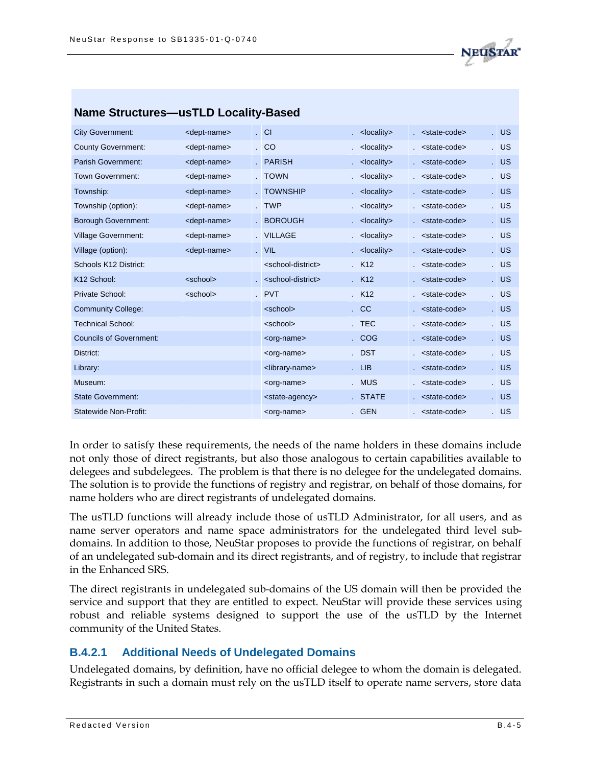### Name Structures—usTLD Locality-Based

| | | | | | | | | | |
|---|---|---|---|---|---|---|---|---|---|
| City Government: | <dept-name> | . | CI | . | <locality> | . | <state-code> | . | US |
| County Government: | <dept-name> | . | CO | . | <locality> | . | <state-code> | . | US |
| Parish Government: | <dept-name> | . | PARISH | . | <locality> | . | <state-code> | . | US |
| Town Government: | <dept-name> | . | TOWN | . | <locality> | . | <state-code> | . | US |
| Township: | <dept-name> | . | TOWNSHIP | . | <locality> | . | <state-code> | . | US |
| Township (option): | <dept-name> | . | TWP | . | <locality> | . | <state-code> | . | US |
| Borough Government: | <dept-name> | . | BOROUGH | . | <locality> | . | <state-code> | . | US |
| Village Government: | <dept-name> | . | VILLAGE | . | <locality> | . | <state-code> | . | US |
| Village (option): | <dept-name> | . | VIL | . | <locality> | . | <state-code> | . | US |
| Schools K12 District: | | | <school-district> | . | K12 | . | <state-code> | . | US |
| K12 School: | <school> | . | <school-district> | . | K12 | . | <state-code> | . | US |
| Private School: | <school> | . | PVT | . | K12 | . | <state-code> | . | US |
| Community College: | | | <school> | . | CC | . | <state-code> | . | US |
| Technical School: | | | <school> | . | TEC | . | <state-code> | . | US |
| Councils of Government: | | | <org-name> | . | COG | . | <state-code> | . | US |
| District: | | | <org-name> | . | DST | . | <state-code> | . | US |
| Library: | | | <library-name> | . | LIB | . | <state-code> | . | US |
| Museum: | | | <org-name> | . | MUS | . | <state-code> | . | US |
| State Government: | | | <state-agency> | . | STATE | . | <state-code> | . | US |
| Statewide Non-Profit: | | | <org-name> | . | GEN | . | <state-code> | . | US |

In order to satisfy these requirements, the needs of the name holders in these domains include not only those of direct registrants, but also those analogous to certain capabilities available to delegees and subdelegees. The problem is that there is no delegee for the undelegated domains. The solution is to provide the functions of registry and registrar, on behalf of those domains, for name holders who are direct registrants of undelegated domains.

The usTLD functions will already include those of usTLD Administrator, for all users, and as name server operators and name space administrators for the undelegated third level sub-domains. In addition to those, NeuStar proposes to provide the functions of registrar, on behalf of an undelegated sub-domain and its direct registrants, and of registry, to include that registrar in the Enhanced SRS.

The direct registrants in undelegated sub-domains of the US domain will then be provided the service and support that they are entitled to expect. NeuStar will provide these services using robust and reliable systems designed to support the use of the usTLD by the Internet community of the United States.

### B.4.2.1 Additional Needs of Undelegated Domains

Undelegated domains, by definition, have no official delegee to whom the domain is delegated. Registrants in such a domain must rely on the usTLD itself to operate name servers, store data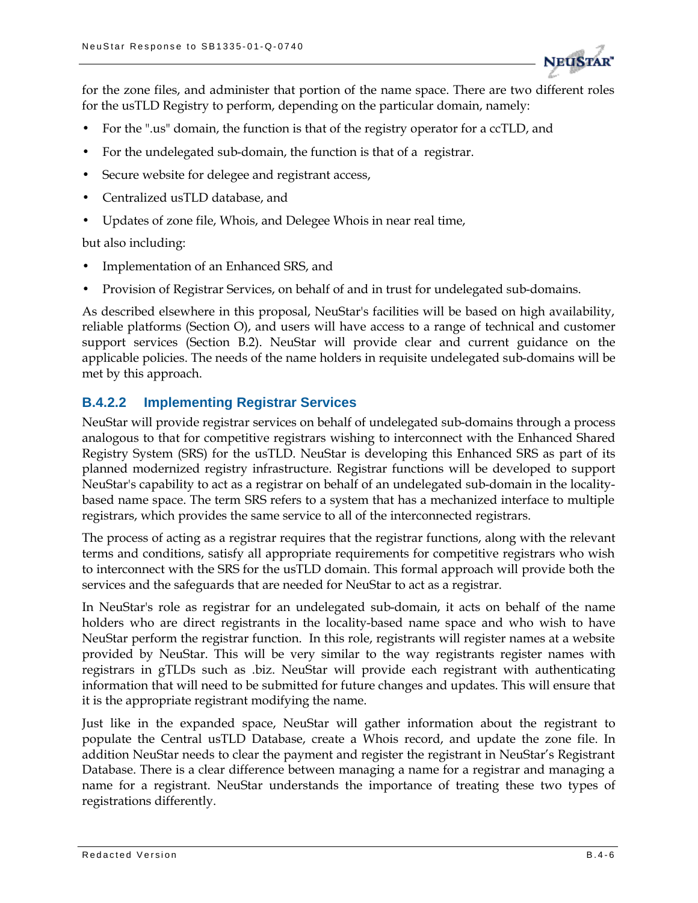for the zone files, and administer that portion of the name space. There are two different roles for the usTLD Registry to perform, depending on the particular domain, namely:

- For the ".us" domain, the function is that of the registry operator for a ccTLD, and
- For the undelegated sub-domain, the function is that of a registrar.
- Secure website for delegee and registrant access,
- Centralized usTLD database, and
- Updates of zone file, Whois, and Delegee Whois in near real time,

but also including:

- Implementation of an Enhanced SRS, and
- Provision of Registrar Services, on behalf of and in trust for undelegated sub-domains.

As described elsewhere in this proposal, NeuStar's facilities will be based on high availability, reliable platforms (Section O), and users will have access to a range of technical and customer support services (Section B.2). NeuStar will provide clear and current guidance on the applicable policies. The needs of the name holders in requisite undelegated sub-domains will be met by this approach.

### B.4.2.2 Implementing Registrar Services

NeuStar will provide registrar services on behalf of undelegated sub-domains through a process analogous to that for competitive registrars wishing to interconnect with the Enhanced Shared Registry System (SRS) for the usTLD. NeuStar is developing this Enhanced SRS as part of its planned modernized registry infrastructure. Registrar functions will be developed to support NeuStar's capability to act as a registrar on behalf of an undelegated sub-domain in the locality-based name space. The term SRS refers to a system that has a mechanized interface to multiple registrars, which provides the same service to all of the interconnected registrars.

The process of acting as a registrar requires that the registrar functions, along with the relevant terms and conditions, satisfy all appropriate requirements for competitive registrars who wish to interconnect with the SRS for the usTLD domain. This formal approach will provide both the services and the safeguards that are needed for NeuStar to act as a registrar.

In NeuStar's role as registrar for an undelegated sub-domain, it acts on behalf of the name holders who are direct registrants in the locality-based name space and who wish to have NeuStar perform the registrar function. In this role, registrants will register names at a website provided by NeuStar. This will be very similar to the way registrants register names with registrars in gTLDs such as .biz. NeuStar will provide each registrant with authenticating information that will need to be submitted for future changes and updates. This will ensure that it is the appropriate registrant modifying the name.

Just like in the expanded space, NeuStar will gather information about the registrant to populate the Central usTLD Database, create a Whois record, and update the zone file. In addition NeuStar needs to clear the payment and register the registrant in NeuStar's Registrant Database. There is a clear difference between managing a name for a registrar and managing a name for a registrant. NeuStar understands the importance of treating these two types of registrations differently.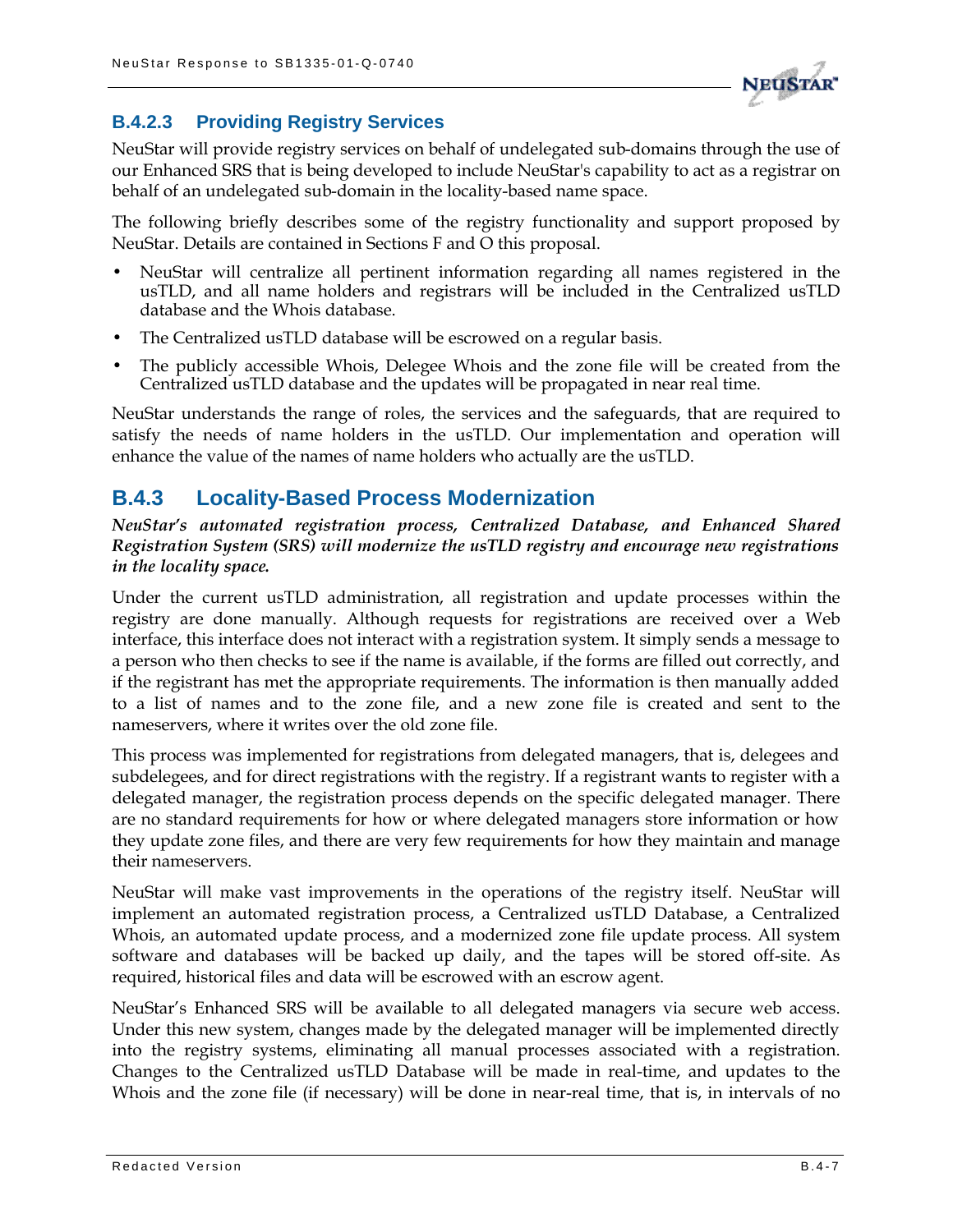### B.4.2.3 Providing Registry Services

NeuStar will provide registry services on behalf of undelegated sub-domains through the use of our Enhanced SRS that is being developed to include NeuStar's capability to act as a registrar on behalf of an undelegated sub-domain in the locality-based name space.

The following briefly describes some of the registry functionality and support proposed by NeuStar. Details are contained in Sections F and O this proposal.

- NeuStar will centralize all pertinent information regarding all names registered in the usTLD, and all name holders and registrars will be included in the Centralized usTLD database and the Whois database.
- The Centralized usTLD database will be escrowed on a regular basis.
- The publicly accessible Whois, Delegee Whois and the zone file will be created from the Centralized usTLD database and the updates will be propagated in near real time.

NeuStar understands the range of roles, the services and the safeguards, that are required to satisfy the needs of name holders in the usTLD. Our implementation and operation will enhance the value of the names of name holders who actually are the usTLD.

## B.4.3 Locality-Based Process Modernization

***NeuStar's automated registration process, Centralized Database, and Enhanced Shared Registration System (SRS) will modernize the usTLD registry and encourage new registrations in the locality space.***

Under the current usTLD administration, all registration and update processes within the registry are done manually. Although requests for registrations are received over a Web interface, this interface does not interact with a registration system. It simply sends a message to a person who then checks to see if the name is available, if the forms are filled out correctly, and if the registrant has met the appropriate requirements. The information is then manually added to a list of names and to the zone file, and a new zone file is created and sent to the nameservers, where it writes over the old zone file.

This process was implemented for registrations from delegated managers, that is, delegees and subdelegees, and for direct registrations with the registry. If a registrant wants to register with a delegated manager, the registration process depends on the specific delegated manager. There are no standard requirements for how or where delegated managers store information or how they update zone files, and there are very few requirements for how they maintain and manage their nameservers.

NeuStar will make vast improvements in the operations of the registry itself. NeuStar will implement an automated registration process, a Centralized usTLD Database, a Centralized Whois, an automated update process, and a modernized zone file update process. All system software and databases will be backed up daily, and the tapes will be stored off-site. As required, historical files and data will be escrowed with an escrow agent.

NeuStar's Enhanced SRS will be available to all delegated managers via secure web access. Under this new system, changes made by the delegated manager will be implemented directly into the registry systems, eliminating all manual processes associated with a registration. Changes to the Centralized usTLD Database will be made in real-time, and updates to the Whois and the zone file (if necessary) will be done in near-real time, that is, in intervals of no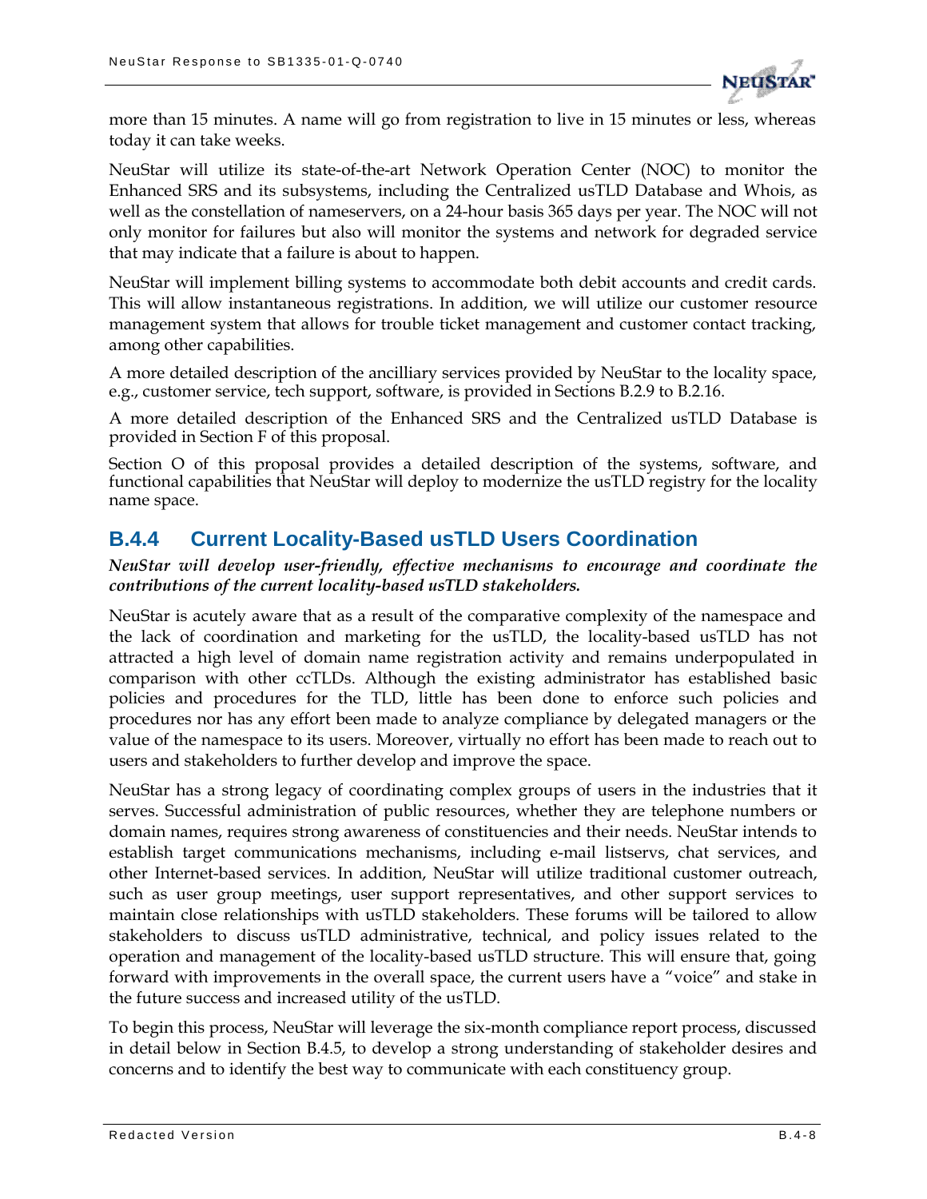more than 15 minutes. A name will go from registration to live in 15 minutes or less, whereas today it can take weeks.

NeuStar will utilize its state-of-the-art Network Operation Center (NOC) to monitor the Enhanced SRS and its subsystems, including the Centralized usTLD Database and Whois, as well as the constellation of nameservers, on a 24-hour basis 365 days per year. The NOC will not only monitor for failures but also will monitor the systems and network for degraded service that may indicate that a failure is about to happen.

NeuStar will implement billing systems to accommodate both debit accounts and credit cards. This will allow instantaneous registrations. In addition, we will utilize our customer resource management system that allows for trouble ticket management and customer contact tracking, among other capabilities.

A more detailed description of the ancilliary services provided by NeuStar to the locality space, e.g., customer service, tech support, software, is provided in Sections B.2.9 to B.2.16.

A more detailed description of the Enhanced SRS and the Centralized usTLD Database is provided in Section F of this proposal.

Section O of this proposal provides a detailed description of the systems, software, and functional capabilities that NeuStar will deploy to modernize the usTLD registry for the locality name space.

## B.4.4 Current Locality-Based usTLD Users Coordination

***NeuStar will develop user-friendly, effective mechanisms to encourage and coordinate the contributions of the current locality-based usTLD stakeholders.***

NeuStar is acutely aware that as a result of the comparative complexity of the namespace and the lack of coordination and marketing for the usTLD, the locality-based usTLD has not attracted a high level of domain name registration activity and remains underpopulated in comparison with other ccTLDs. Although the existing administrator has established basic policies and procedures for the TLD, little has been done to enforce such policies and procedures nor has any effort been made to analyze compliance by delegated managers or the value of the namespace to its users. Moreover, virtually no effort has been made to reach out to users and stakeholders to further develop and improve the space.

NeuStar has a strong legacy of coordinating complex groups of users in the industries that it serves. Successful administration of public resources, whether they are telephone numbers or domain names, requires strong awareness of constituencies and their needs. NeuStar intends to establish target communications mechanisms, including e-mail listservs, chat services, and other Internet-based services. In addition, NeuStar will utilize traditional customer outreach, such as user group meetings, user support representatives, and other support services to maintain close relationships with usTLD stakeholders. These forums will be tailored to allow stakeholders to discuss usTLD administrative, technical, and policy issues related to the operation and management of the locality-based usTLD structure. This will ensure that, going forward with improvements in the overall space, the current users have a "voice" and stake in the future success and increased utility of the usTLD.

To begin this process, NeuStar will leverage the six-month compliance report process, discussed in detail below in Section B.4.5, to develop a strong understanding of stakeholder desires and concerns and to identify the best way to communicate with each constituency group.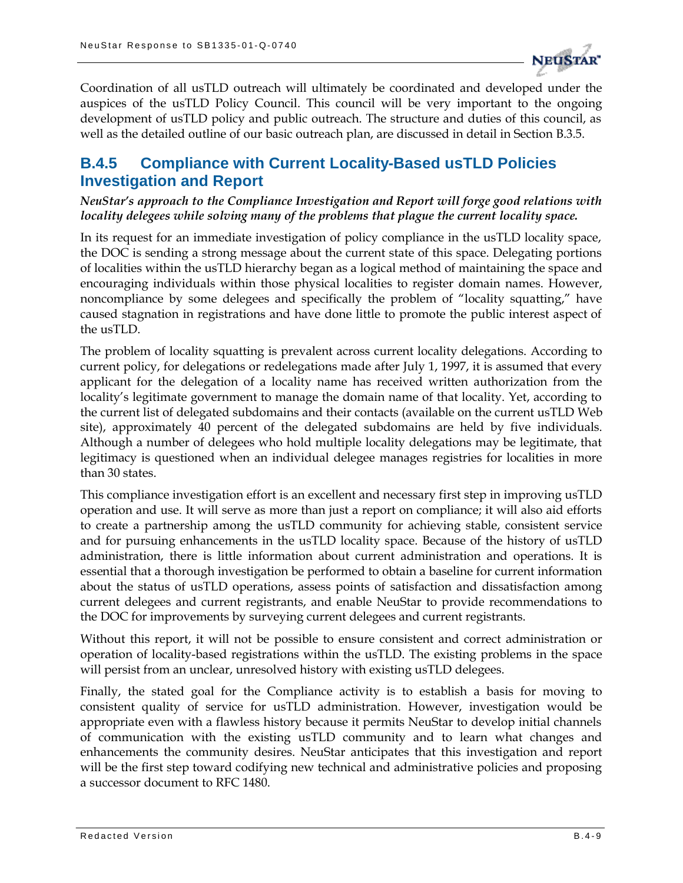Coordination of all usTLD outreach will ultimately be coordinated and developed under the auspices of the usTLD Policy Council. This council will be very important to the ongoing development of usTLD policy and public outreach. The structure and duties of this council, as well as the detailed outline of our basic outreach plan, are discussed in detail in Section B.3.5.

## B.4.5 Compliance with Current Locality-Based usTLD Policies Investigation and Report

***NeuStar's approach to the Compliance Investigation and Report will forge good relations with locality delegees while solving many of the problems that plague the current locality space.***

In its request for an immediate investigation of policy compliance in the usTLD locality space, the DOC is sending a strong message about the current state of this space. Delegating portions of localities within the usTLD hierarchy began as a logical method of maintaining the space and encouraging individuals within those physical localities to register domain names. However, noncompliance by some delegees and specifically the problem of "locality squatting," have caused stagnation in registrations and have done little to promote the public interest aspect of the usTLD.

The problem of locality squatting is prevalent across current locality delegations. According to current policy, for delegations or redelegations made after July 1, 1997, it is assumed that every applicant for the delegation of a locality name has received written authorization from the locality's legitimate government to manage the domain name of that locality. Yet, according to the current list of delegated subdomains and their contacts (available on the current usTLD Web site), approximately 40 percent of the delegated subdomains are held by five individuals. Although a number of delegees who hold multiple locality delegations may be legitimate, that legitimacy is questioned when an individual delegee manages registries for localities in more than 30 states.

This compliance investigation effort is an excellent and necessary first step in improving usTLD operation and use. It will serve as more than just a report on compliance; it will also aid efforts to create a partnership among the usTLD community for achieving stable, consistent service and for pursuing enhancements in the usTLD locality space. Because of the history of usTLD administration, there is little information about current administration and operations. It is essential that a thorough investigation be performed to obtain a baseline for current information about the status of usTLD operations, assess points of satisfaction and dissatisfaction among current delegees and current registrants, and enable NeuStar to provide recommendations to the DOC for improvements by surveying current delegees and current registrants.

Without this report, it will not be possible to ensure consistent and correct administration or operation of locality-based registrations within the usTLD. The existing problems in the space will persist from an unclear, unresolved history with existing usTLD delegees.

Finally, the stated goal for the Compliance activity is to establish a basis for moving to consistent quality of service for usTLD administration. However, investigation would be appropriate even with a flawless history because it permits NeuStar to develop initial channels of communication with the existing usTLD community and to learn what changes and enhancements the community desires. NeuStar anticipates that this investigation and report will be the first step toward codifying new technical and administrative policies and proposing a successor document to RFC 1480.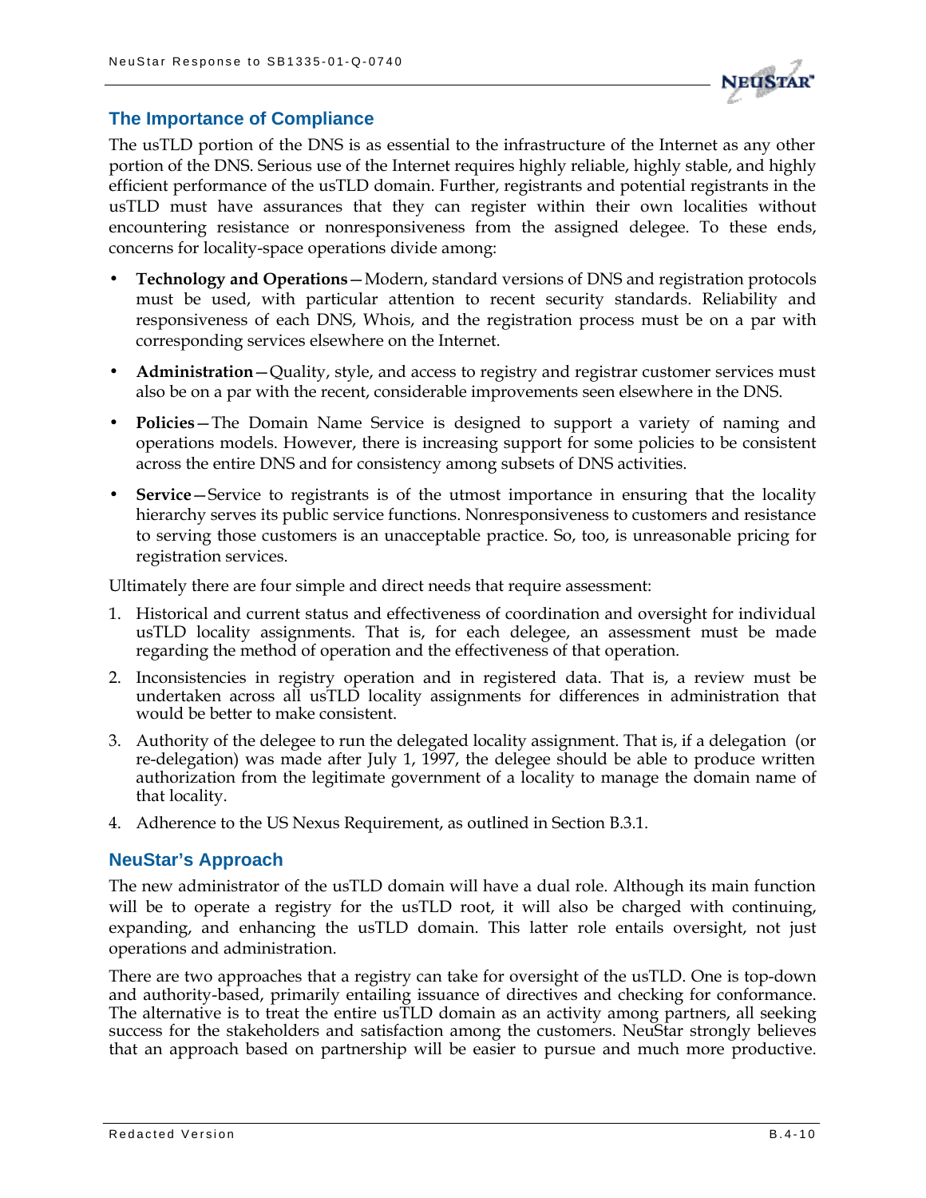## The Importance of Compliance

The usTLD portion of the DNS is as essential to the infrastructure of the Internet as any other portion of the DNS. Serious use of the Internet requires highly reliable, highly stable, and highly efficient performance of the usTLD domain. Further, registrants and potential registrants in the usTLD must have assurances that they can register within their own localities without encountering resistance or nonresponsiveness from the assigned delegee. To these ends, concerns for locality-space operations divide among:

- **Technology and Operations**—Modern, standard versions of DNS and registration protocols must be used, with particular attention to recent security standards. Reliability and responsiveness of each DNS, Whois, and the registration process must be on a par with corresponding services elsewhere on the Internet.
- **Administration**—Quality, style, and access to registry and registrar customer services must also be on a par with the recent, considerable improvements seen elsewhere in the DNS.
- **Policies**—The Domain Name Service is designed to support a variety of naming and operations models. However, there is increasing support for some policies to be consistent across the entire DNS and for consistency among subsets of DNS activities.
- **Service**—Service to registrants is of the utmost importance in ensuring that the locality hierarchy serves its public service functions. Nonresponsiveness to customers and resistance to serving those customers is an unacceptable practice. So, too, is unreasonable pricing for registration services.

Ultimately there are four simple and direct needs that require assessment:

1. Historical and current status and effectiveness of coordination and oversight for individual usTLD locality assignments. That is, for each delegee, an assessment must be made regarding the method of operation and the effectiveness of that operation.
2. Inconsistencies in registry operation and in registered data. That is, a review must be undertaken across all usTLD locality assignments for differences in administration that would be better to make consistent.
3. Authority of the delegee to run the delegated locality assignment. That is, if a delegation (or re-delegation) was made after July 1, 1997, the delegee should be able to produce written authorization from the legitimate government of a locality to manage the domain name of that locality.
4. Adherence to the US Nexus Requirement, as outlined in Section B.3.1.

## NeuStar's Approach

The new administrator of the usTLD domain will have a dual role. Although its main function will be to operate a registry for the usTLD root, it will also be charged with continuing, expanding, and enhancing the usTLD domain. This latter role entails oversight, not just operations and administration.

There are two approaches that a registry can take for oversight of the usTLD. One is top-down and authority-based, primarily entailing issuance of directives and checking for conformance. The alternative is to treat the entire usTLD domain as an activity among partners, all seeking success for the stakeholders and satisfaction among the customers. NeuStar strongly believes that an approach based on partnership will be easier to pursue and much more productive.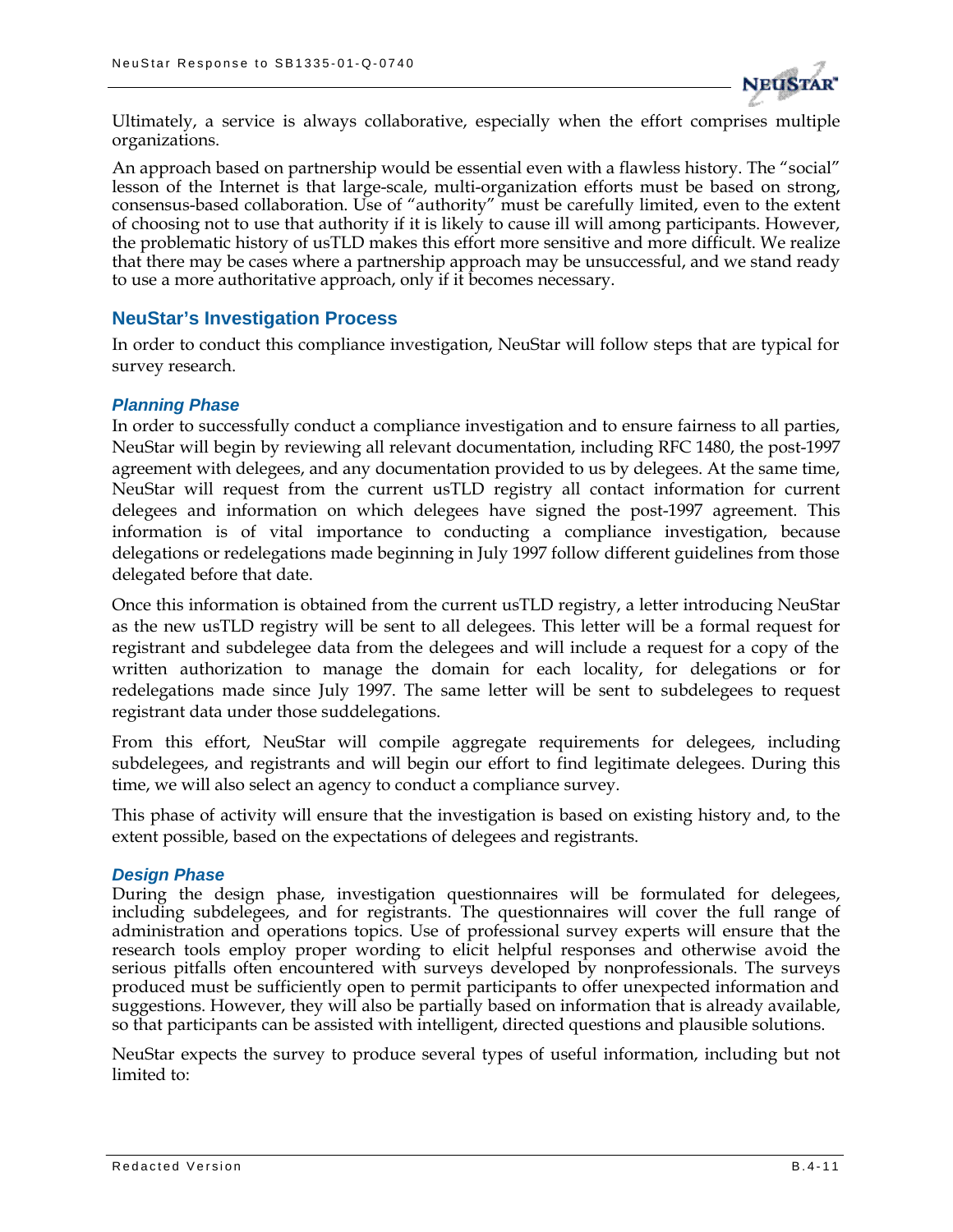Ultimately, a service is always collaborative, especially when the effort comprises multiple organizations.

An approach based on partnership would be essential even with a flawless history. The "social" lesson of the Internet is that large-scale, multi-organization efforts must be based on strong, consensus-based collaboration. Use of "authority" must be carefully limited, even to the extent of choosing not to use that authority if it is likely to cause ill will among participants. However, the problematic history of usTLD makes this effort more sensitive and more difficult. We realize that there may be cases where a partnership approach may be unsuccessful, and we stand ready to use a more authoritative approach, only if it becomes necessary.

## NeuStar's Investigation Process

In order to conduct this compliance investigation, NeuStar will follow steps that are typical for survey research.

### *Planning Phase*

In order to successfully conduct a compliance investigation and to ensure fairness to all parties, NeuStar will begin by reviewing all relevant documentation, including RFC 1480, the post-1997 agreement with delegees, and any documentation provided to us by delegees. At the same time, NeuStar will request from the current usTLD registry all contact information for current delegees and information on which delegees have signed the post-1997 agreement. This information is of vital importance to conducting a compliance investigation, because delegations or redelegations made beginning in July 1997 follow different guidelines from those delegated before that date.

Once this information is obtained from the current usTLD registry, a letter introducing NeuStar as the new usTLD registry will be sent to all delegees. This letter will be a formal request for registrant and subdelegee data from the delegees and will include a request for a copy of the written authorization to manage the domain for each locality, for delegations or for redelegations made since July 1997. The same letter will be sent to subdelegees to request registrant data under those suddelegations.

From this effort, NeuStar will compile aggregate requirements for delegees, including subdelegees, and registrants and will begin our effort to find legitimate delegees. During this time, we will also select an agency to conduct a compliance survey.

This phase of activity will ensure that the investigation is based on existing history and, to the extent possible, based on the expectations of delegees and registrants.

### *Design Phase*

During the design phase, investigation questionnaires will be formulated for delegees, including subdelegees, and for registrants. The questionnaires will cover the full range of administration and operations topics. Use of professional survey experts will ensure that the research tools employ proper wording to elicit helpful responses and otherwise avoid the serious pitfalls often encountered with surveys developed by nonprofessionals. The surveys produced must be sufficiently open to permit participants to offer unexpected information and suggestions. However, they will also be partially based on information that is already available, so that participants can be assisted with intelligent, directed questions and plausible solutions.

NeuStar expects the survey to produce several types of useful information, including but not limited to: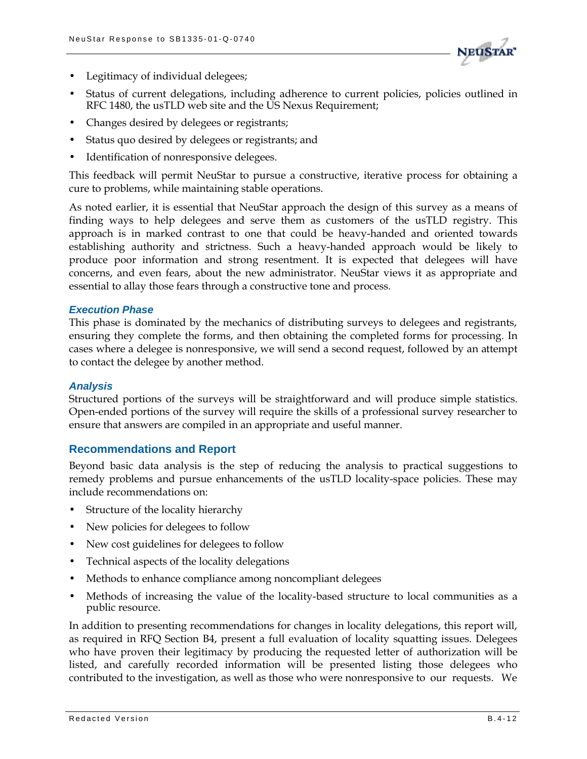- Legitimacy of individual delegees;
- Status of current delegations, including adherence to current policies, policies outlined in RFC 1480, the usTLD web site and the US Nexus Requirement;
- Changes desired by delegees or registrants;
- Status quo desired by delegees or registrants; and
- Identification of nonresponsive delegees.

This feedback will permit NeuStar to pursue a constructive, iterative process for obtaining a cure to problems, while maintaining stable operations.

As noted earlier, it is essential that NeuStar approach the design of this survey as a means of finding ways to help delegees and serve them as customers of the usTLD registry. This approach is in marked contrast to one that could be heavy-handed and oriented towards establishing authority and strictness. Such a heavy-handed approach would be likely to produce poor information and strong resentment. It is expected that delegees will have concerns, and even fears, about the new administrator. NeuStar views it as appropriate and essential to allay those fears through a constructive tone and process.

#### *Execution Phase*

This phase is dominated by the mechanics of distributing surveys to delegees and registrants, ensuring they complete the forms, and then obtaining the completed forms for processing. In cases where a delegee is nonresponsive, we will send a second request, followed by an attempt to contact the delegee by another method.

#### *Analysis*

Structured portions of the surveys will be straightforward and will produce simple statistics. Open-ended portions of the survey will require the skills of a professional survey researcher to ensure that answers are compiled in an appropriate and useful manner.

### Recommendations and Report

Beyond basic data analysis is the step of reducing the analysis to practical suggestions to remedy problems and pursue enhancements of the usTLD locality-space policies. These may include recommendations on:

- Structure of the locality hierarchy
- New policies for delegees to follow
- New cost guidelines for delegees to follow
- Technical aspects of the locality delegations
- Methods to enhance compliance among noncompliant delegees
- Methods of increasing the value of the locality-based structure to local communities as a public resource.

In addition to presenting recommendations for changes in locality delegations, this report will, as required in RFQ Section B4, present a full evaluation of locality squatting issues. Delegees who have proven their legitimacy by producing the requested letter of authorization will be listed, and carefully recorded information will be presented listing those delegees who contributed to the investigation, as well as those who were nonresponsive to our requests. We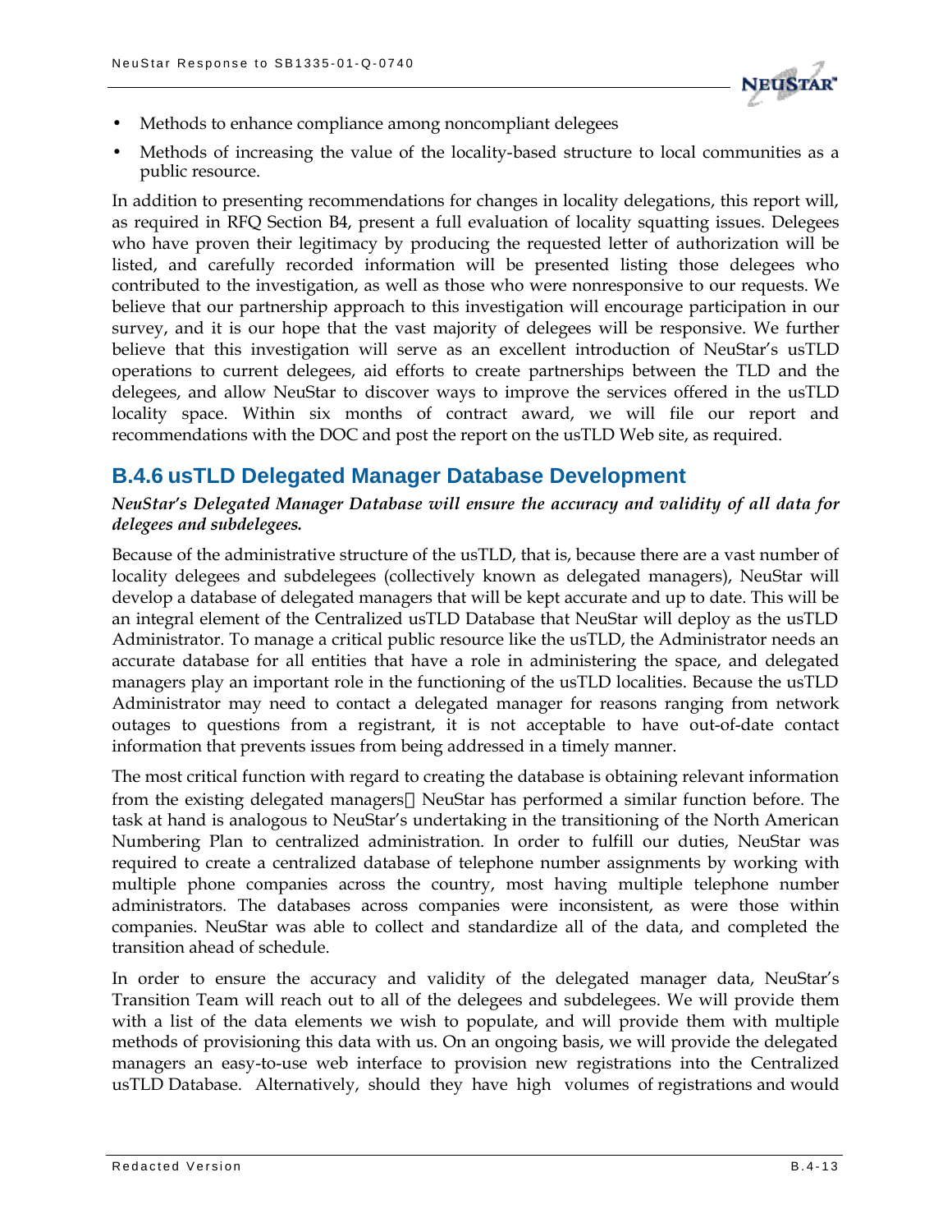- Methods to enhance compliance among noncompliant delegees
- Methods of increasing the value of the locality-based structure to local communities as a public resource.

In addition to presenting recommendations for changes in locality delegations, this report will, as required in RFQ Section B4, present a full evaluation of locality squatting issues. Delegees who have proven their legitimacy by producing the requested letter of authorization will be listed, and carefully recorded information will be presented listing those delegees who contributed to the investigation, as well as those who were nonresponsive to our requests. We believe that our partnership approach to this investigation will encourage participation in our survey, and it is our hope that the vast majority of delegees will be responsive. We further believe that this investigation will serve as an excellent introduction of NeuStar's usTLD operations to current delegees, aid efforts to create partnerships between the TLD and the delegees, and allow NeuStar to discover ways to improve the services offered in the usTLD locality space. Within six months of contract award, we will file our report and recommendations with the DOC and post the report on the usTLD Web site, as required.

## B.4.6 usTLD Delegated Manager Database Development

***NeuStar's Delegated Manager Database will ensure the accuracy and validity of all data for delegees and subdelegees.***

Because of the administrative structure of the usTLD, that is, because there are a vast number of locality delegees and subdelegees (collectively known as delegated managers), NeuStar will develop a database of delegated managers that will be kept accurate and up to date. This will be an integral element of the Centralized usTLD Database that NeuStar will deploy as the usTLD Administrator. To manage a critical public resource like the usTLD, the Administrator needs an accurate database for all entities that have a role in administering the space, and delegated managers play an important role in the functioning of the usTLD localities. Because the usTLD Administrator may need to contact a delegated manager for reasons ranging from network outages to questions from a registrant, it is not acceptable to have out-of-date contact information that prevents issues from being addressed in a timely manner.

The most critical function with regard to creating the database is obtaining relevant information from the existing delegated managers NeuStar has performed a similar function before. The task at hand is analogous to NeuStar's undertaking in the transitioning of the North American Numbering Plan to centralized administration. In order to fulfill our duties, NeuStar was required to create a centralized database of telephone number assignments by working with multiple phone companies across the country, most having multiple telephone number administrators. The databases across companies were inconsistent, as were those within companies. NeuStar was able to collect and standardize all of the data, and completed the transition ahead of schedule.

In order to ensure the accuracy and validity of the delegated manager data, NeuStar's Transition Team will reach out to all of the delegees and subdelegees. We will provide them with a list of the data elements we wish to populate, and will provide them with multiple methods of provisioning this data with us. On an ongoing basis, we will provide the delegated managers an easy-to-use web interface to provision new registrations into the Centralized usTLD Database. Alternatively, should they have high volumes of registrations and would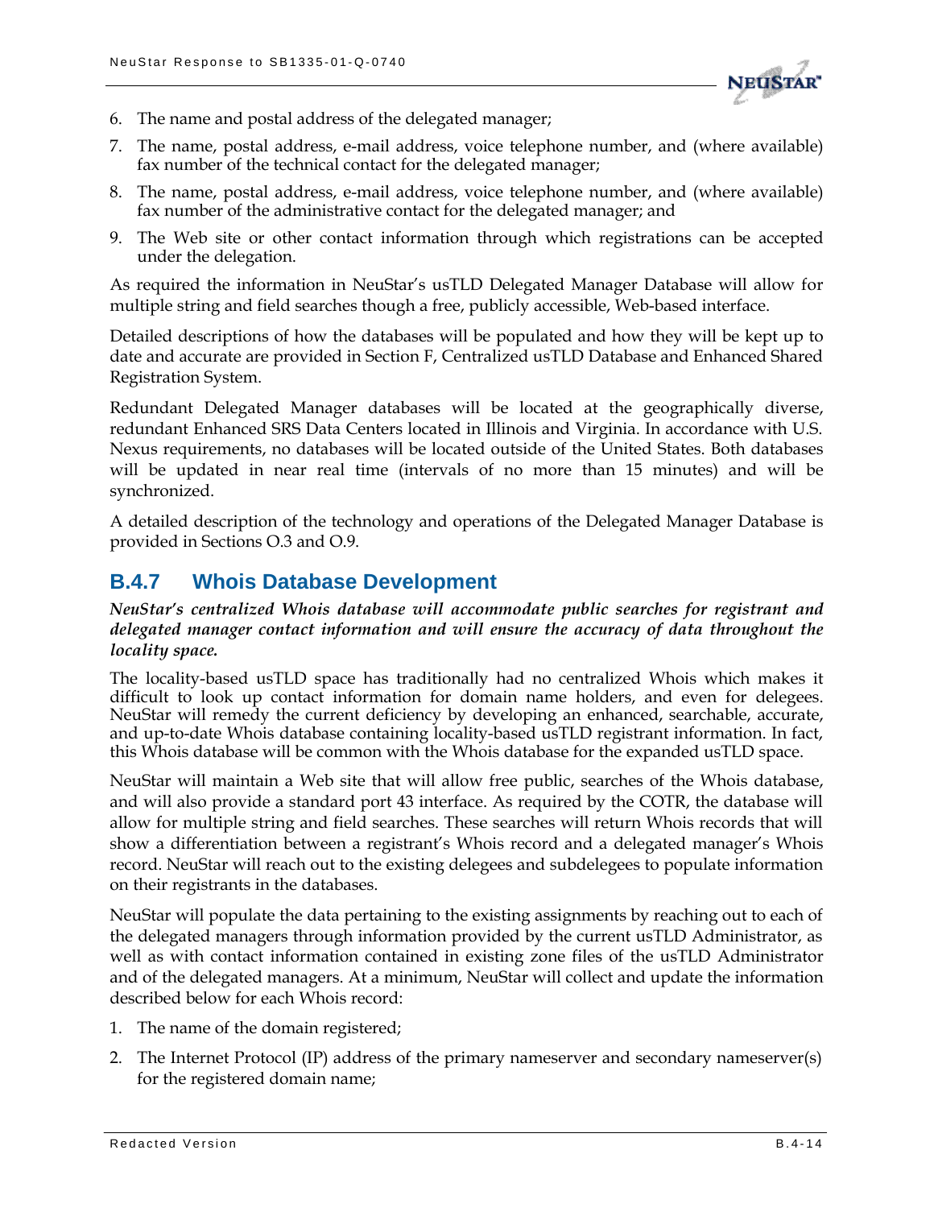6. The name and postal address of the delegated manager;
7. The name, postal address, e-mail address, voice telephone number, and (where available) fax number of the technical contact for the delegated manager;
8. The name, postal address, e-mail address, voice telephone number, and (where available) fax number of the administrative contact for the delegated manager; and
9. The Web site or other contact information through which registrations can be accepted under the delegation.

As required the information in NeuStar's usTLD Delegated Manager Database will allow for multiple string and field searches though a free, publicly accessible, Web-based interface.

Detailed descriptions of how the databases will be populated and how they will be kept up to date and accurate are provided in Section F, Centralized usTLD Database and Enhanced Shared Registration System.

Redundant Delegated Manager databases will be located at the geographically diverse, redundant Enhanced SRS Data Centers located in Illinois and Virginia. In accordance with U.S. Nexus requirements, no databases will be located outside of the United States. Both databases will be updated in near real time (intervals of no more than 15 minutes) and will be synchronized.

A detailed description of the technology and operations of the Delegated Manager Database is provided in Sections O.3 and O.9.

### B.4.7 Whois Database Development

***NeuStar's centralized Whois database will accommodate public searches for registrant and delegated manager contact information and will ensure the accuracy of data throughout the locality space.***

The locality-based usTLD space has traditionally had no centralized Whois which makes it difficult to look up contact information for domain name holders, and even for delegees. NeuStar will remedy the current deficiency by developing an enhanced, searchable, accurate, and up-to-date Whois database containing locality-based usTLD registrant information. In fact, this Whois database will be common with the Whois database for the expanded usTLD space.

NeuStar will maintain a Web site that will allow free public, searches of the Whois database, and will also provide a standard port 43 interface. As required by the COTR, the database will allow for multiple string and field searches. These searches will return Whois records that will show a differentiation between a registrant's Whois record and a delegated manager's Whois record. NeuStar will reach out to the existing delegees and subdelegees to populate information on their registrants in the databases.

NeuStar will populate the data pertaining to the existing assignments by reaching out to each of the delegated managers through information provided by the current usTLD Administrator, as well as with contact information contained in existing zone files of the usTLD Administrator and of the delegated managers. At a minimum, NeuStar will collect and update the information described below for each Whois record:

1. The name of the domain registered;
2. The Internet Protocol (IP) address of the primary nameserver and secondary nameserver(s) for the registered domain name;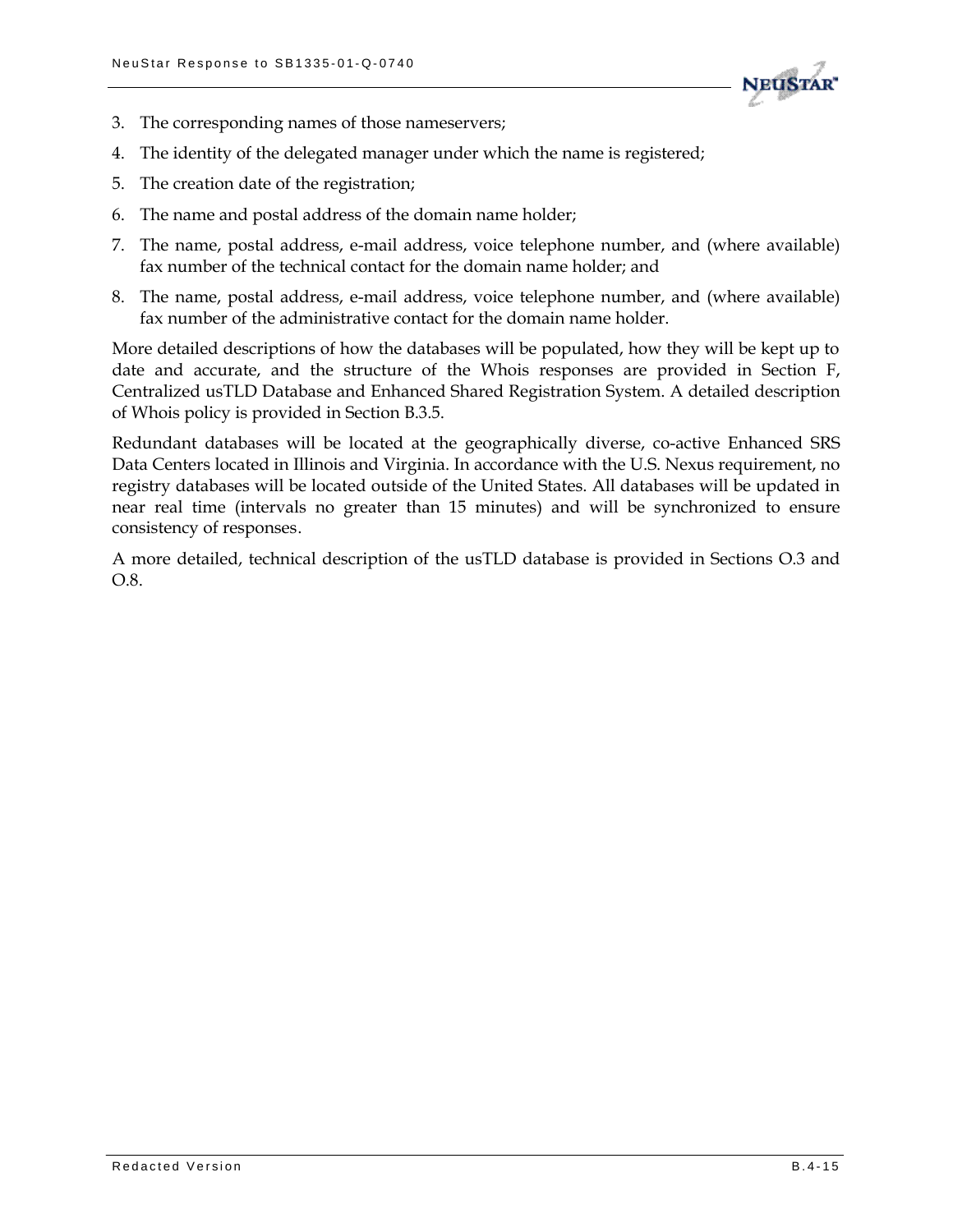3. The corresponding names of those nameservers;
4. The identity of the delegated manager under which the name is registered;
5. The creation date of the registration;
6. The name and postal address of the domain name holder;
7. The name, postal address, e-mail address, voice telephone number, and (where available) fax number of the technical contact for the domain name holder; and
8. The name, postal address, e-mail address, voice telephone number, and (where available) fax number of the administrative contact for the domain name holder.

More detailed descriptions of how the databases will be populated, how they will be kept up to date and accurate, and the structure of the Whois responses are provided in Section F, Centralized usTLD Database and Enhanced Shared Registration System. A detailed description of Whois policy is provided in Section B.3.5.

Redundant databases will be located at the geographically diverse, co-active Enhanced SRS Data Centers located in Illinois and Virginia. In accordance with the U.S. Nexus requirement, no registry databases will be located outside of the United States. All databases will be updated in near real time (intervals no greater than 15 minutes) and will be synchronized to ensure consistency of responses.

A more detailed, technical description of the usTLD database is provided in Sections O.3 and O.8.